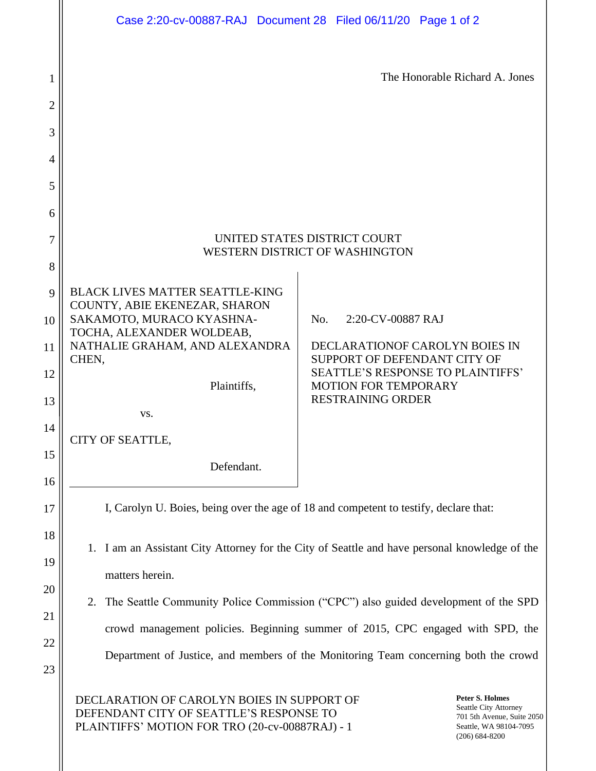The Honorable Richard A. Jones

UNITED STATES DISTRICT COURT
WESTERN DISTRICT OF WASHINGTON

| | |
|---|---|
| BLACK LIVES MATTER SEATTLE-KING COUNTY, ABIE EKENEZAR, SHARON SAKAMOTO, MURACO KYASHNA-TOCHA, ALEXANDER WOLDEAB, NATHALIE GRAHAM, AND ALEXANDRA CHEN,<br><br>Plaintiffs,<br><br>vs.<br><br>CITY OF SEATTLE,<br><br>Defendant. | No. 2:20-CV-00887 RAJ<br><br>DECLARATIONOF CAROLYN BOIES IN SUPPORT OF DEFENDANT CITY OF SEATTLE'S RESPONSE TO PLAINTIFFS' MOTION FOR TEMPORARY RESTRAINING ORDER |

I, Carolyn U. Boies, being over the age of 18 and competent to testify, declare that:

1. I am an Assistant City Attorney for the City of Seattle and have personal knowledge of the matters herein.
2. The Seattle Community Police Commission ("CPC") also guided development of the SPD crowd management policies. Beginning summer of 2015, CPC engaged with SPD, the Department of Justice, and members of the Monitoring Team concerning both the crowd

DECLARATION OF CAROLYN BOIES IN SUPPORT OF DEFENDANT CITY OF SEATTLE'S RESPONSE TO PLAINTIFFS' MOTION FOR TRO (20-cv-00887RAJ) - 1

**Peter S. Holmes**
Seattle City Attorney
701 5th Avenue, Suite 2050
Seattle, WA 98104-7095
(206) 684-8200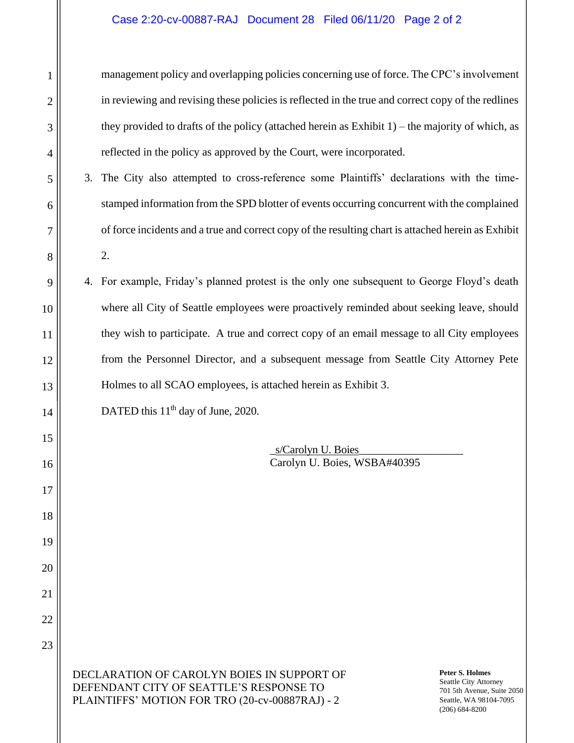management policy and overlapping policies concerning use of force. The CPC's involvement in reviewing and revising these policies is reflected in the true and correct copy of the redlines they provided to drafts of the policy (attached herein as Exhibit 1) – the majority of which, as reflected in the policy as approved by the Court, were incorporated.

3. The City also attempted to cross-reference some Plaintiffs' declarations with the time-stamped information from the SPD blotter of events occurring concurrent with the complained of force incidents and a true and correct copy of the resulting chart is attached herein as Exhibit 2.

4. For example, Friday's planned protest is the only one subsequent to George Floyd's death where all City of Seattle employees were proactively reminded about seeking leave, should they wish to participate. A true and correct copy of an email message to all City employees from the Personnel Director, and a subsequent message from Seattle City Attorney Pete Holmes to all SCAO employees, is attached herein as Exhibit 3.

DATED this 11th day of June, 2020.

s/Carolyn U. Boies
Carolyn U. Boies, WSBA#40395

DECLARATION OF CAROLYN BOIES IN SUPPORT OF DEFENDANT CITY OF SEATTLE'S RESPONSE TO PLAINTIFFS' MOTION FOR TRO (20-cv-00887RAJ) - 2

**Peter S. Holmes**
Seattle City Attorney
701 5th Avenue, Suite 2050
Seattle, WA 98104-7095
(206) 684-8200